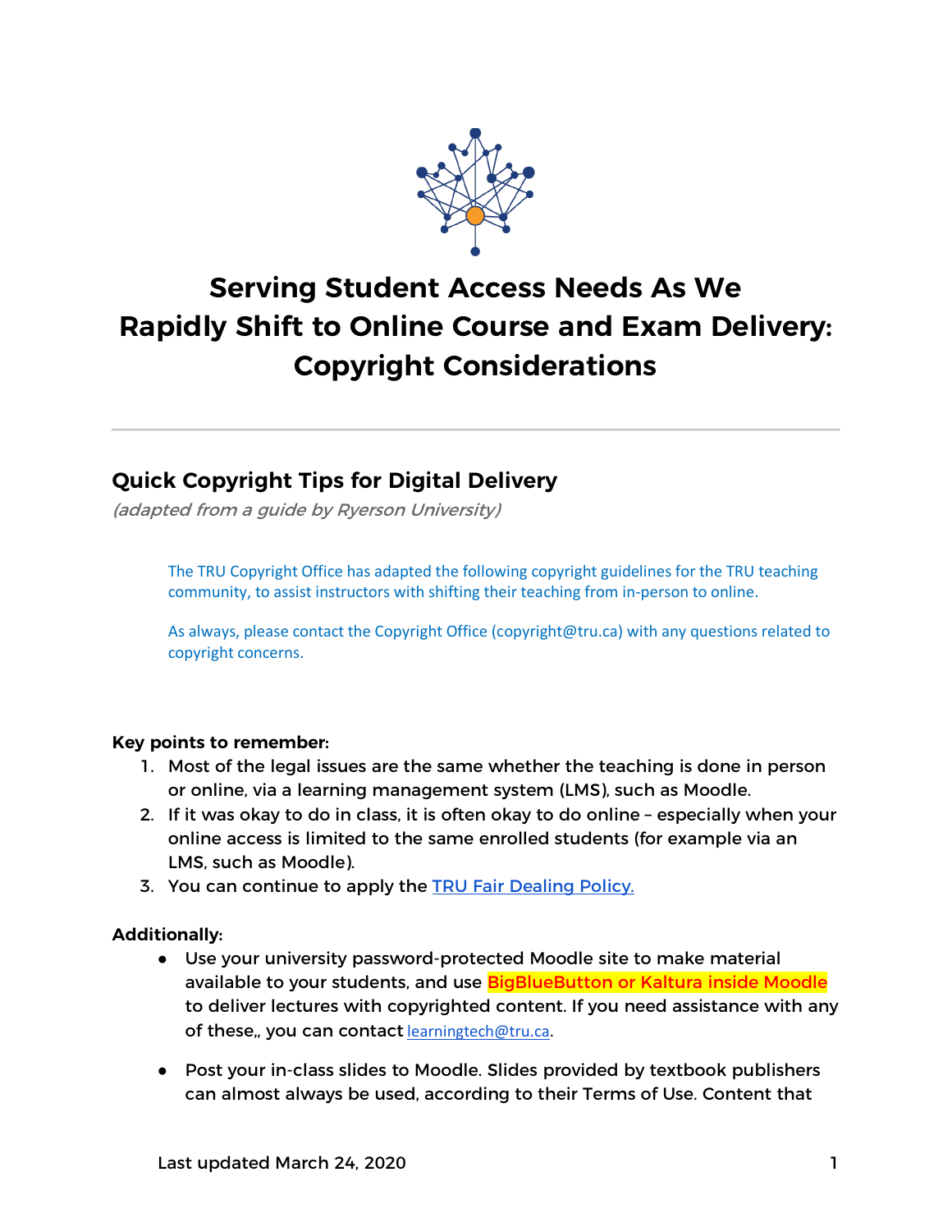# Serving Student Access Needs As We Rapidly Shift to Online Course and Exam Delivery: Copyright Considerations

## Quick Copyright Tips for Digital Delivery

*(adapted from a guide by Ryerson University)*

> The TRU Copyright Office has adapted the following copyright guidelines for the TRU teaching community, to assist instructors with shifting their teaching from in-person to online.
>
> As always, please contact the Copyright Office (copyright@tru.ca) with any questions related to copyright concerns.

**Key points to remember:**

1. Most of the legal issues are the same whether the teaching is done in person or online, via a learning management system (LMS), such as Moodle.
2. If it was okay to do in class, it is often okay to do online – especially when your online access is limited to the same enrolled students (for example via an LMS, such as Moodle).
3. You can continue to apply the [TRU Fair Dealing Policy.](TRU Fair Dealing Policy.)

**Additionally:**

- Use your university password-protected Moodle site to make material available to your students, and use BigBlueButton or Kaltura inside Moodle to deliver lectures with copyrighted content. If you need assistance with any of these,, you can contact learningtech@tru.ca.

- Post your in-class slides to Moodle. Slides provided by textbook publishers can almost always be used, according to their Terms of Use. Content that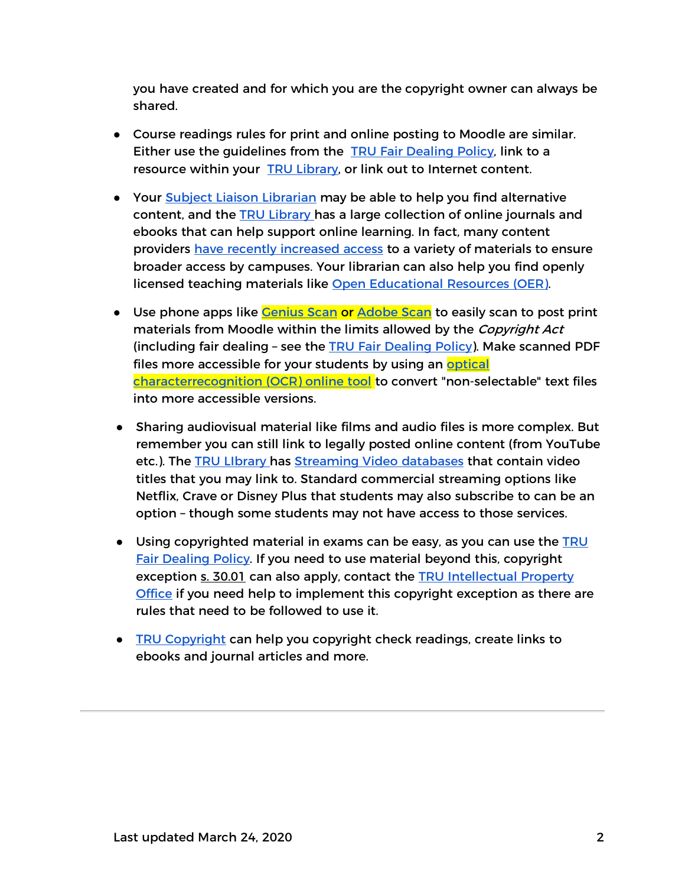you have created and for which you are the copyright owner can always be shared.

- Course readings rules for print and online posting to Moodle are similar. Either use the guidelines from the TRU Fair Dealing Policy, link to a resource within your TRU Library, or link out to Internet content.

- Your Subject Liaison Librarian may be able to help you find alternative content, and the TRU Library has a large collection of online journals and ebooks that can help support online learning. In fact, many content providers have recently increased access to a variety of materials to ensure broader access by campuses. Your librarian can also help you find openly licensed teaching materials like Open Educational Resources (OER).

- Use phone apps like Genius Scan or Adobe Scan to easily scan to post print materials from Moodle within the limits allowed by the *Copyright Act* (including fair dealing – see the TRU Fair Dealing Policy). Make scanned PDF files more accessible for your students by using an optical characterrecognition (OCR) online tool to convert "non-selectable" text files into more accessible versions.

- Sharing audiovisual material like films and audio files is more complex. But remember you can still link to legally posted online content (from YouTube etc.). The TRU LIbrary has Streaming Video databases that contain video titles that you may link to. Standard commercial streaming options like Netflix, Crave or Disney Plus that students may also subscribe to can be an option – though some students may not have access to those services.

- Using copyrighted material in exams can be easy, as you can use the TRU Fair Dealing Policy. If you need to use material beyond this, copyright exception s. 30.01 can also apply, contact the TRU Intellectual Property Office if you need help to implement this copyright exception as there are rules that need to be followed to use it.

- TRU Copyright can help you copyright check readings, create links to ebooks and journal articles and more.

---

Last updated March 24, 2020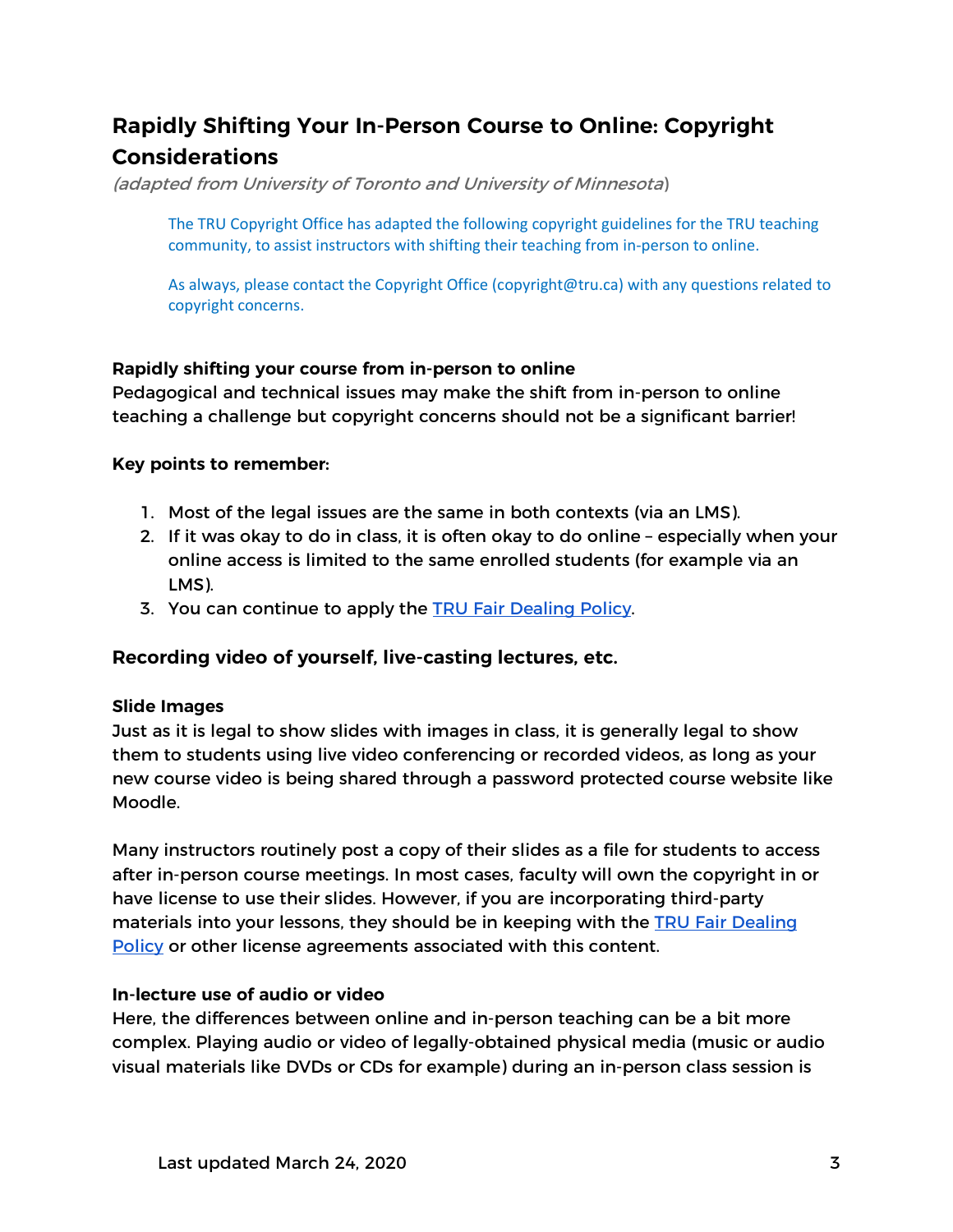## Rapidly Shifting Your In-Person Course to Online: Copyright Considerations

*(adapted from University of Toronto and University of Minnesota)*

> The TRU Copyright Office has adapted the following copyright guidelines for the TRU teaching community, to assist instructors with shifting their teaching from in-person to online.
>
> As always, please contact the Copyright Office (copyright@tru.ca) with any questions related to copyright concerns.

**Rapidly shifting your course from in-person to online**

Pedagogical and technical issues may make the shift from in-person to online teaching a challenge but copyright concerns should not be a significant barrier!

**Key points to remember:**

1. Most of the legal issues are the same in both contexts (via an LMS).
2. If it was okay to do in class, it is often okay to do online – especially when your online access is limited to the same enrolled students (for example via an LMS).
3. You can continue to apply the TRU Fair Dealing Policy.

### Recording video of yourself, live-casting lectures, etc.

**Slide Images**

Just as it is legal to show slides with images in class, it is generally legal to show them to students using live video conferencing or recorded videos, as long as your new course video is being shared through a password protected course website like Moodle.

Many instructors routinely post a copy of their slides as a file for students to access after in-person course meetings. In most cases, faculty will own the copyright in or have license to use their slides. However, if you are incorporating third-party materials into your lessons, they should be in keeping with the TRU Fair Dealing Policy or other license agreements associated with this content.

**In-lecture use of audio or video**

Here, the differences between online and in-person teaching can be a bit more complex. Playing audio or video of legally-obtained physical media (music or audio visual materials like DVDs or CDs for example) during an in-person class session is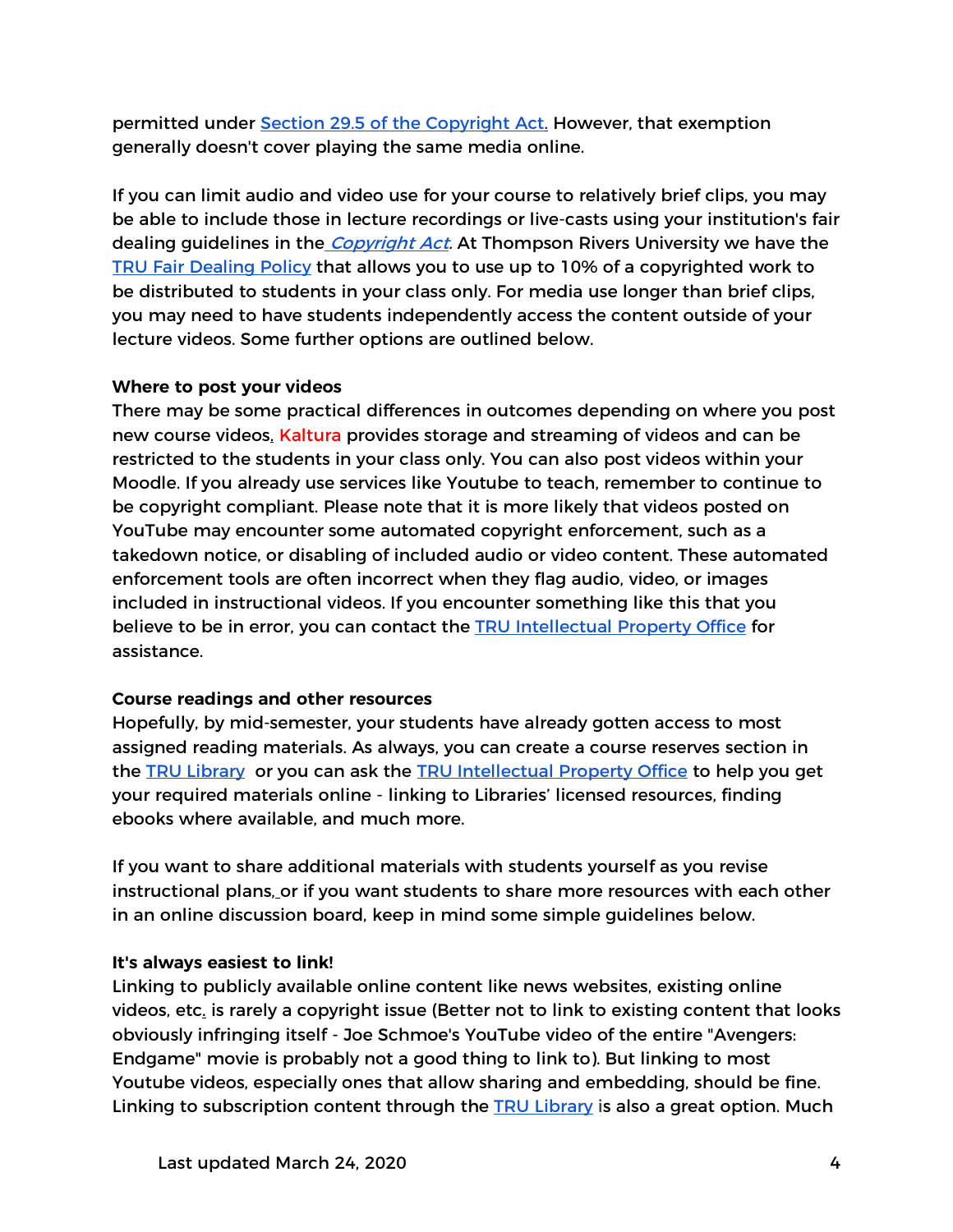permitted under Section 29.5 of the Copyright Act. However, that exemption generally doesn't cover playing the same media online.

If you can limit audio and video use for your course to relatively brief clips, you may be able to include those in lecture recordings or live-casts using your institution's fair dealing guidelines in the *Copyright Act*. At Thompson Rivers University we have the TRU Fair Dealing Policy that allows you to use up to 10% of a copyrighted work to be distributed to students in your class only. For media use longer than brief clips, you may need to have students independently access the content outside of your lecture videos. Some further options are outlined below.

**Where to post your videos**

There may be some practical differences in outcomes depending on where you post new course videos. Kaltura provides storage and streaming of videos and can be restricted to the students in your class only. You can also post videos within your Moodle. If you already use services like Youtube to teach, remember to continue to be copyright compliant. Please note that it is more likely that videos posted on YouTube may encounter some automated copyright enforcement, such as a takedown notice, or disabling of included audio or video content. These automated enforcement tools are often incorrect when they flag audio, video, or images included in instructional videos. If you encounter something like this that you believe to be in error, you can contact the TRU Intellectual Property Office for assistance.

**Course readings and other resources**

Hopefully, by mid-semester, your students have already gotten access to most assigned reading materials. As always, you can create a course reserves section in the TRU Library or you can ask the TRU Intellectual Property Office to help you get your required materials online - linking to Libraries' licensed resources, finding ebooks where available, and much more.

If you want to share additional materials with students yourself as you revise instructional plans, or if you want students to share more resources with each other in an online discussion board, keep in mind some simple guidelines below.

**It's always easiest to link!**

Linking to publicly available online content like news websites, existing online videos, etc. is rarely a copyright issue (Better not to link to existing content that looks obviously infringing itself - Joe Schmoe's YouTube video of the entire "Avengers: Endgame" movie is probably not a good thing to link to). But linking to most Youtube videos, especially ones that allow sharing and embedding, should be fine. Linking to subscription content through the TRU Library is also a great option. Much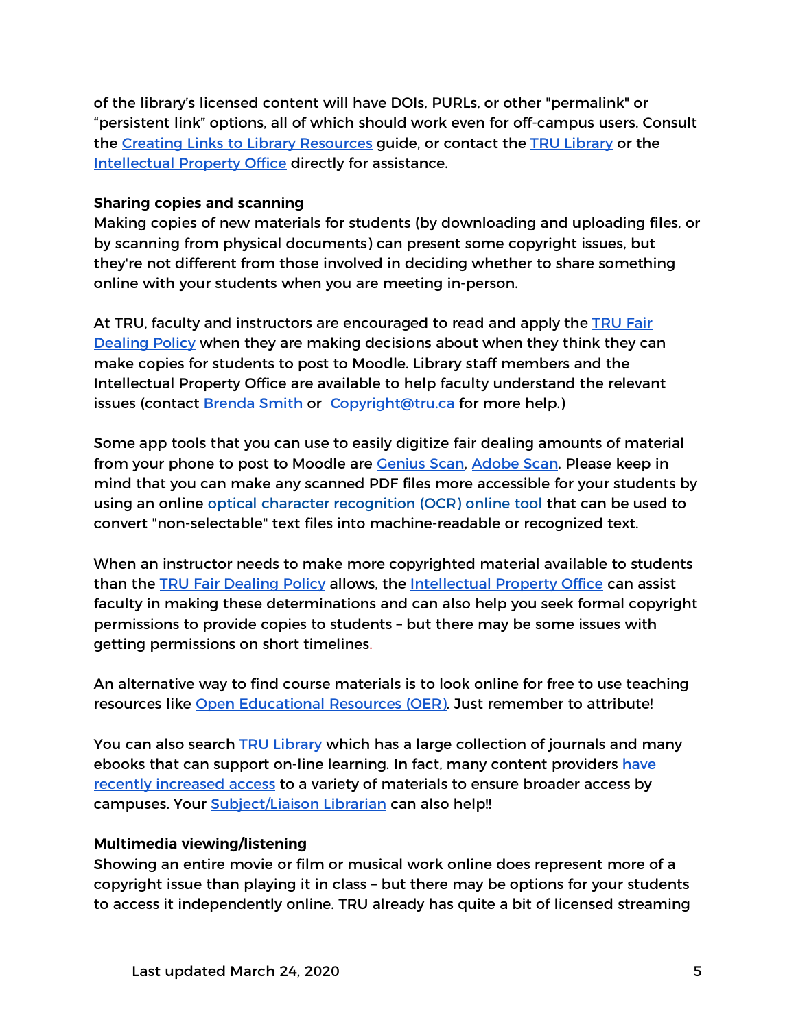of the library's licensed content will have DOIs, PURLs, or other "permalink" or "persistent link" options, all of which should work even for off-campus users. Consult the Creating Links to Library Resources guide, or contact the TRU Library or the Intellectual Property Office directly for assistance.

**Sharing copies and scanning**

Making copies of new materials for students (by downloading and uploading files, or by scanning from physical documents) can present some copyright issues, but they're not different from those involved in deciding whether to share something online with your students when you are meeting in-person.

At TRU, faculty and instructors are encouraged to read and apply the TRU Fair Dealing Policy when they are making decisions about when they think they can make copies for students to post to Moodle. Library staff members and the Intellectual Property Office are available to help faculty understand the relevant issues (contact Brenda Smith or Copyright@tru.ca for more help.)

Some app tools that you can use to easily digitize fair dealing amounts of material from your phone to post to Moodle are Genius Scan, Adobe Scan. Please keep in mind that you can make any scanned PDF files more accessible for your students by using an online optical character recognition (OCR) online tool that can be used to convert "non-selectable" text files into machine-readable or recognized text.

When an instructor needs to make more copyrighted material available to students than the TRU Fair Dealing Policy allows, the Intellectual Property Office can assist faculty in making these determinations and can also help you seek formal copyright permissions to provide copies to students – but there may be some issues with getting permissions on short timelines.

An alternative way to find course materials is to look online for free to use teaching resources like Open Educational Resources (OER). Just remember to attribute!

You can also search TRU Library which has a large collection of journals and many ebooks that can support on-line learning. In fact, many content providers have recently increased access to a variety of materials to ensure broader access by campuses. Your Subject/Liaison Librarian can also help!!

**Multimedia viewing/listening**

Showing an entire movie or film or musical work online does represent more of a copyright issue than playing it in class – but there may be options for your students to access it independently online. TRU already has quite a bit of licensed streaming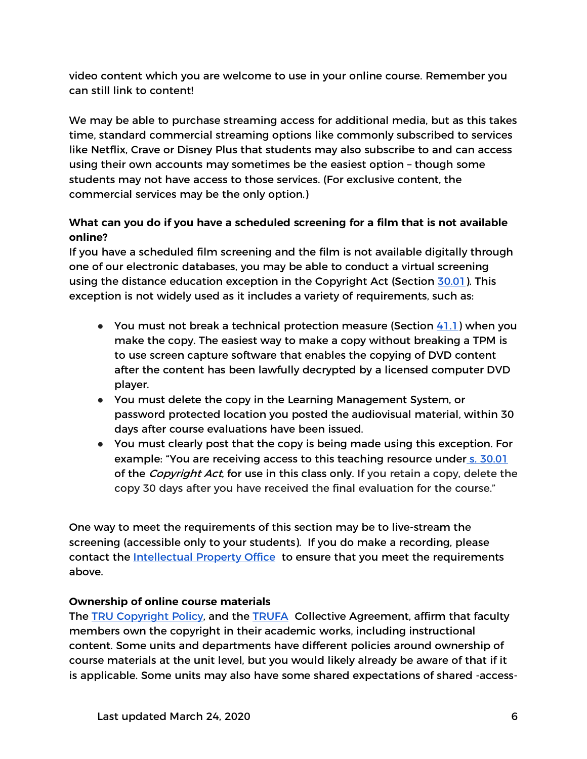video content which you are welcome to use in your online course. Remember you can still link to content!

We may be able to purchase streaming access for additional media, but as this takes time, standard commercial streaming options like commonly subscribed to services like Netflix, Crave or Disney Plus that students may also subscribe to and can access using their own accounts may sometimes be the easiest option – though some students may not have access to those services. (For exclusive content, the commercial services may be the only option.)

**What can you do if you have a scheduled screening for a film that is not available online?**

If you have a scheduled film screening and the film is not available digitally through one of our electronic databases, you may be able to conduct a virtual screening using the distance education exception in the Copyright Act (Section 30.01). This exception is not widely used as it includes a variety of requirements, such as:

- You must not break a technical protection measure (Section 41.1) when you make the copy. The easiest way to make a copy without breaking a TPM is to use screen capture software that enables the copying of DVD content after the content has been lawfully decrypted by a licensed computer DVD player.
- You must delete the copy in the Learning Management System, or password protected location you posted the audiovisual material, within 30 days after course evaluations have been issued.
- You must clearly post that the copy is being made using this exception. For example: "You are receiving access to this teaching resource under s. 30.01 of the *Copyright Act*, for use in this class only. If you retain a copy, delete the copy 30 days after you have received the final evaluation for the course."

One way to meet the requirements of this section may be to live-stream the screening (accessible only to your students). If you do make a recording, please contact the Intellectual Property Office to ensure that you meet the requirements above.

**Ownership of online course materials**

The TRU Copyright Policy, and the TRUFA Collective Agreement, affirm that faculty members own the copyright in their academic works, including instructional content. Some units and departments have different policies around ownership of course materials at the unit level, but you would likely already be aware of that if it is applicable. Some units may also have some shared expectations of shared -access-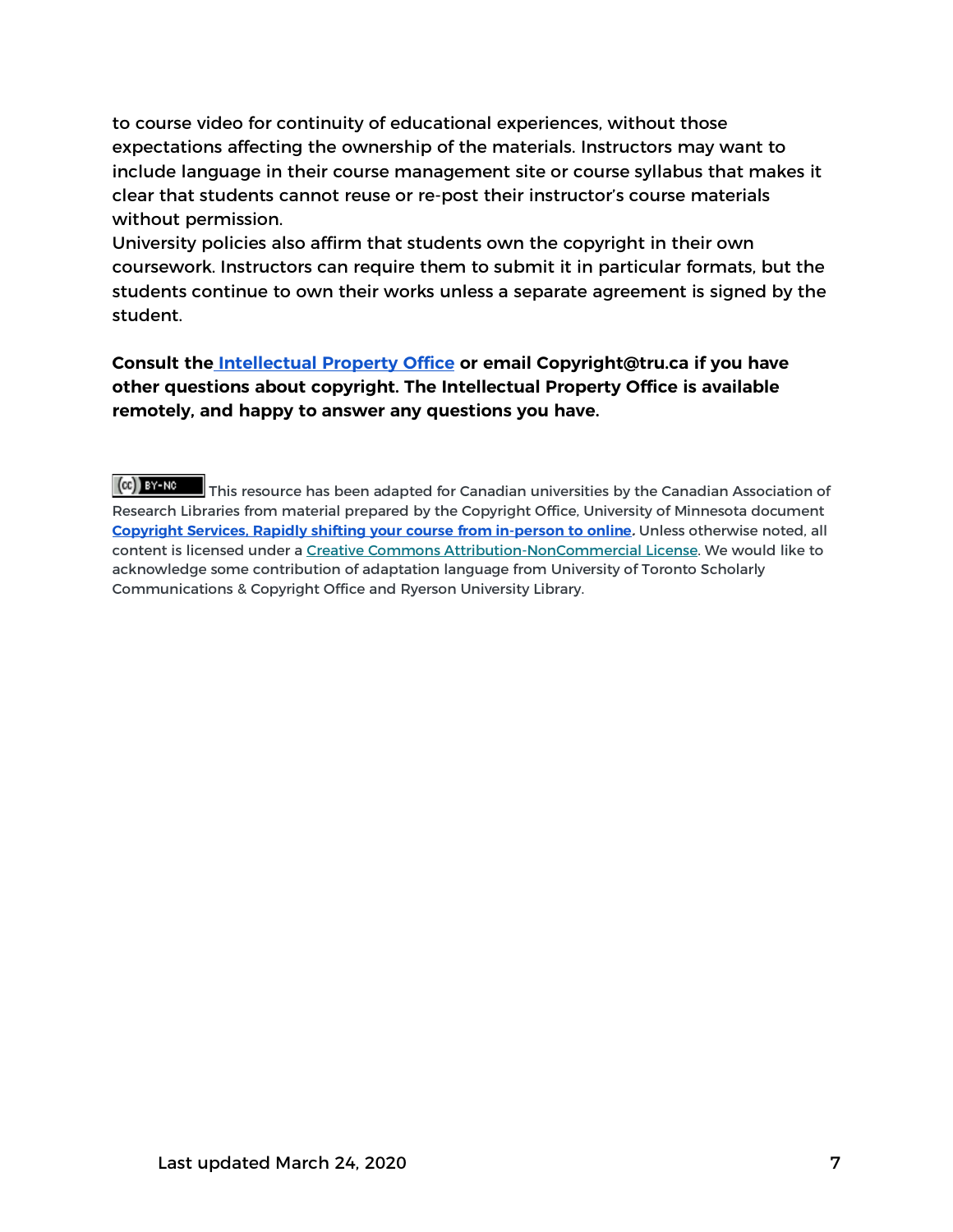to course video for continuity of educational experiences, without those expectations affecting the ownership of the materials. Instructors may want to include language in their course management site or course syllabus that makes it clear that students cannot reuse or re-post their instructor's course materials without permission.

University policies also affirm that students own the copyright in their own coursework. Instructors can require them to submit it in particular formats, but the students continue to own their works unless a separate agreement is signed by the student.

**Consult the Intellectual Property Office or email Copyright@tru.ca if you have other questions about copyright. The Intellectual Property Office is available remotely, and happy to answer any questions you have.**

(cc) BY-NC This resource has been adapted for Canadian universities by the Canadian Association of Research Libraries from material prepared by the Copyright Office, University of Minnesota document ***Copyright Services, Rapidly shifting your course from in-person to online***. Unless otherwise noted, all content is licensed under a Creative Commons Attribution-NonCommercial License. We would like to acknowledge some contribution of adaptation language from University of Toronto Scholarly Communications & Copyright Office and Ryerson University Library.

Last updated March 24, 2020